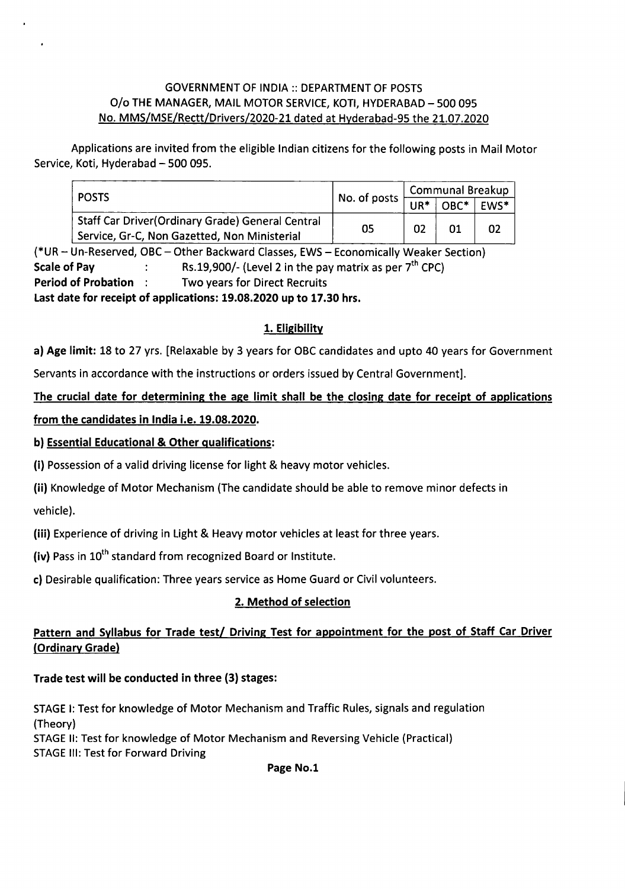GOVERNMENT OF INDIA :: DEPARTMENT OF POSTS
O/o THE MANAGER, MAIL MOTOR SERVICE, KOTI, HYDERABAD – 500 095
<u>No. MMS/MSE/Rectt/Drivers/2020-21 dated at Hyderabad-95 the 21.07.2020</u>

Applications are invited from the eligible Indian citizens for the following posts in Mail Motor Service, Koti, Hyderabad – 500 095.

| POSTS | No. of posts | Communal Breakup | | |
|---|---|---|---|---|
| | | UR* | OBC* | EWS* |
| Staff Car Driver(Ordinary Grade) General Central Service, Gr-C, Non Gazetted, Non Ministerial | 05 | 02 | 01 | 02 |

(*UR – Un-Reserved, OBC – Other Backward Classes, EWS – Economically Weaker Section)

**Scale of Pay** : Rs.19,900/- (Level 2 in the pay matrix as per 7th CPC)

**Period of Probation** : Two years for Direct Recruits

**Last date for receipt of applications: 19.08.2020 up to 17.30 hrs.**

## 1. Eligibility

**a) Age limit:** 18 to 27 yrs. [Relaxable by 3 years for OBC candidates and upto 40 years for Government Servants in accordance with the instructions or orders issued by Central Government].

**The crucial date for determining the age limit shall be the closing date for receipt of applications from the candidates in India i.e. 19.08.2020.**

**b) Essential Educational & Other qualifications:**

**(i)** Possession of a valid driving license for light & heavy motor vehicles.

**(ii)** Knowledge of Motor Mechanism (The candidate should be able to remove minor defects in vehicle).

**(iii)** Experience of driving in Light & Heavy motor vehicles at least for three years.

**(iv)** Pass in 10th standard from recognized Board or Institute.

**c)** Desirable qualification: Three years service as Home Guard or Civil volunteers.

## 2. Method of selection

**Pattern and Syllabus for Trade test/ Driving Test for appointment for the post of Staff Car Driver (Ordinary Grade)**

**Trade test will be conducted in three (3) stages:**

STAGE I: Test for knowledge of Motor Mechanism and Traffic Rules, signals and regulation (Theory)

STAGE II: Test for knowledge of Motor Mechanism and Reversing Vehicle (Practical)

STAGE III: Test for Forward Driving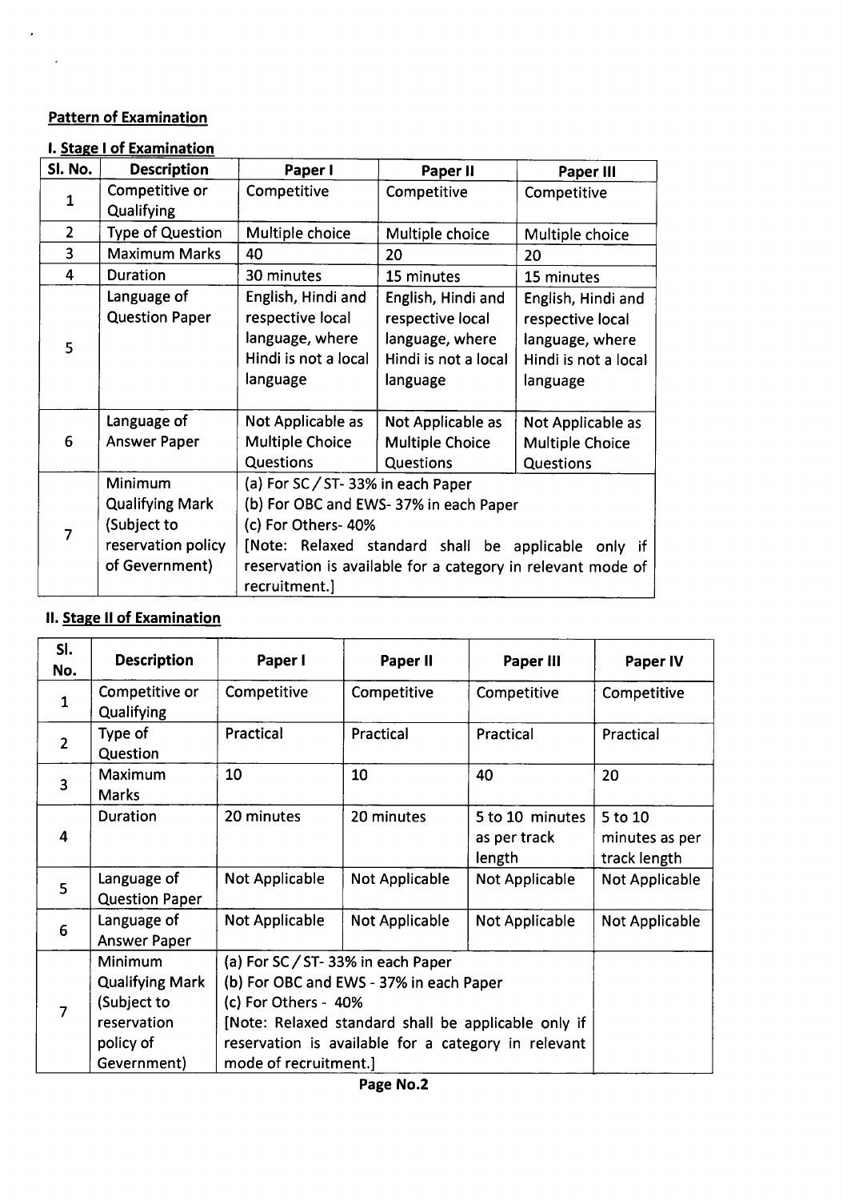**Pattern of Examination**

**I. Stage I of Examination**

| Sl. No. | Description | Paper I | Paper II | Paper III |
|---|---|---|---|---|
| 1 | Competitive or Qualifying | Competitive | Competitive | Competitive |
| 2 | Type of Question | Multiple choice | Multiple choice | Multiple choice |
| 3 | Maximum Marks | 40 | 20 | 20 |
| 4 | Duration | 30 minutes | 15 minutes | 15 minutes |
| 5 | Language of Question Paper | English, Hindi and respective local language, where Hindi is not a local language | English, Hindi and respective local language, where Hindi is not a local language | English, Hindi and respective local language, where Hindi is not a local language |
| 6 | Language of Answer Paper | Not Applicable as Multiple Choice Questions | Not Applicable as Multiple Choice Questions | Not Applicable as Multiple Choice Questions |
| 7 | Minimum Qualifying Mark (Subject to reservation policy of Government) | (a) For SC / ST- 33% in each Paper<br>(b) For OBC and EWS- 37% in each Paper<br>(c) For Others- 40%<br>[Note: Relaxed standard shall be applicable only if reservation is available for a category in relevant mode of recruitment.] | | |

**II. Stage II of Examination**

| Sl. No. | Description | Paper I | Paper II | Paper III | Paper IV |
|---|---|---|---|---|---|
| 1 | Competitive or Qualifying | Competitive | Competitive | Competitive | Competitive |
| 2 | Type of Question | Practical | Practical | Practical | Practical |
| 3 | Maximum Marks | 10 | 10 | 40 | 20 |
| 4 | Duration | 20 minutes | 20 minutes | 5 to 10 minutes as per track length | 5 to 10 minutes as per track length |
| 5 | Language of Question Paper | Not Applicable | Not Applicable | Not Applicable | Not Applicable |
| 6 | Language of Answer Paper | Not Applicable | Not Applicable | Not Applicable | Not Applicable |
| 7 | Minimum Qualifying Mark (Subject to reservation policy of Government) | (a) For SC / ST- 33% in each Paper<br>(b) For OBC and EWS - 37% in each Paper<br>(c) For Others - 40%<br>[Note: Relaxed standard shall be applicable only if reservation is available for a category in relevant mode of recruitment.] | | | |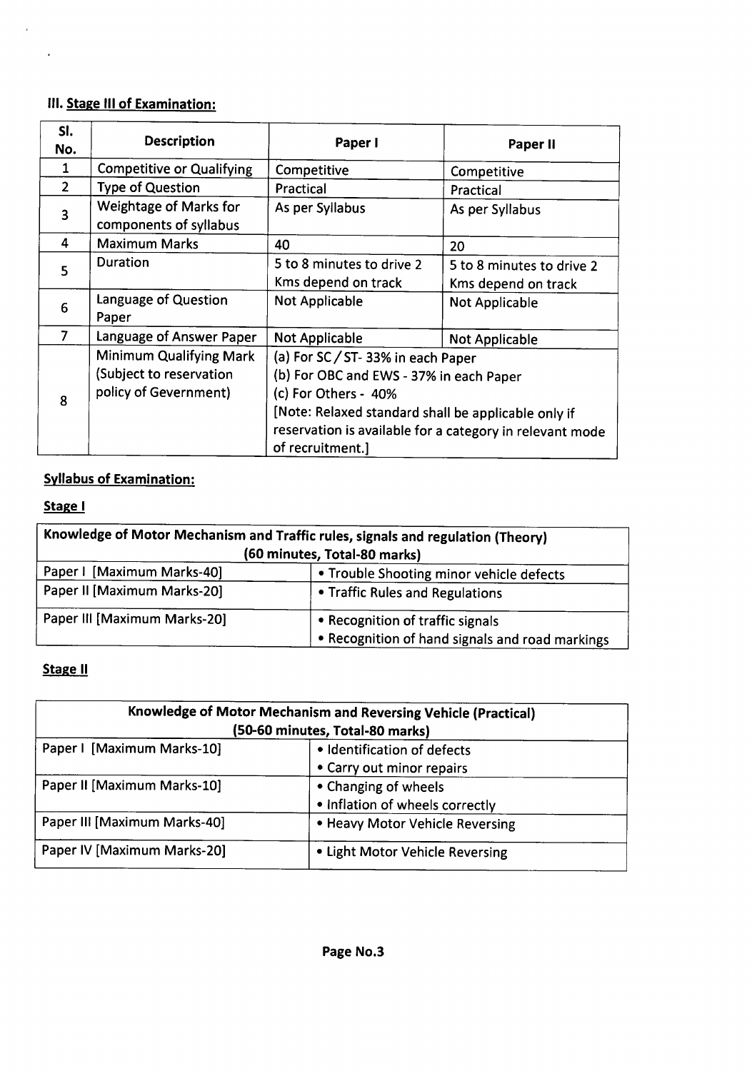### III. Stage III of Examination:

| Sl. No. | Description | Paper I | Paper II |
|---|---|---|---|
| 1 | Competitive or Qualifying | Competitive | Competitive |
| 2 | Type of Question | Practical | Practical |
| 3 | Weightage of Marks for components of syllabus | As per Syllabus | As per Syllabus |
| 4 | Maximum Marks | 40 | 20 |
| 5 | Duration | 5 to 8 minutes to drive 2 Kms depend on track | 5 to 8 minutes to drive 2 Kms depend on track |
| 6 | Language of Question Paper | Not Applicable | Not Applicable |
| 7 | Language of Answer Paper | Not Applicable | Not Applicable |
| 8 | Minimum Qualifying Mark (Subject to reservation policy of Government) | (a) For SC / ST- 33% in each Paper<br>(b) For OBC and EWS - 37% in each Paper<br>(c) For Others - 40%<br>[Note: Relaxed standard shall be applicable only if reservation is available for a category in relevant mode of recruitment.] | |

### Syllabus of Examination:

#### Stage I

| Knowledge of Motor Mechanism and Traffic rules, signals and regulation (Theory) (60 minutes, Total-80 marks) | |
|---|---|
| Paper I [Maximum Marks-40] | • Trouble Shooting minor vehicle defects |
| Paper II [Maximum Marks-20] | • Traffic Rules and Regulations |
| Paper III [Maximum Marks-20] | • Recognition of traffic signals<br>• Recognition of hand signals and road markings |

#### Stage II

| Knowledge of Motor Mechanism and Reversing Vehicle (Practical) (50-60 minutes, Total-80 marks) | |
|---|---|
| Paper I [Maximum Marks-10] | • Identification of defects<br>• Carry out minor repairs |
| Paper II [Maximum Marks-10] | • Changing of wheels<br>• Inflation of wheels correctly |
| Paper III [Maximum Marks-40] | • Heavy Motor Vehicle Reversing |
| Paper IV [Maximum Marks-20] | • Light Motor Vehicle Reversing |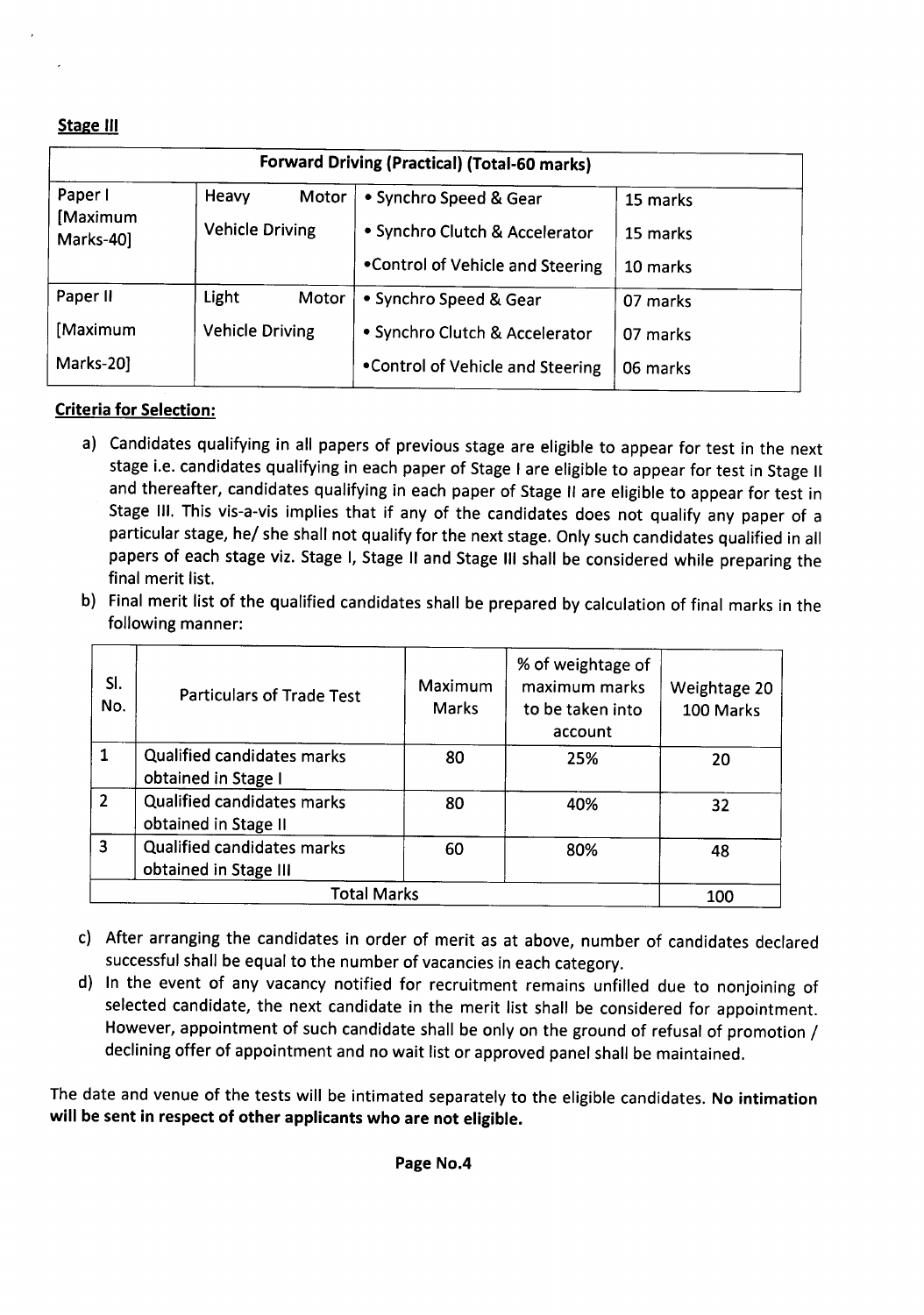**Stage III**

| Forward Driving (Practical) (Total-60 marks) | | | |
|---|---|---|---|
| Paper I [Maximum Marks-40] | Heavy Motor Vehicle Driving | • Synchro Speed & Gear | 15 marks |
| | | • Synchro Clutch & Accelerator | 15 marks |
| | | •Control of Vehicle and Steering | 10 marks |
| Paper II [Maximum Marks-20] | Light Motor Vehicle Driving | • Synchro Speed & Gear | 07 marks |
| | | • Synchro Clutch & Accelerator | 07 marks |
| | | •Control of Vehicle and Steering | 06 marks |

**Criteria for Selection:**

a) Candidates qualifying in all papers of previous stage are eligible to appear for test in the next stage i.e. candidates qualifying in each paper of Stage I are eligible to appear for test in Stage II and thereafter, candidates qualifying in each paper of Stage II are eligible to appear for test in Stage III. This vis-a-vis implies that if any of the candidates does not qualify any paper of a particular stage, he/ she shall not qualify for the next stage. Only such candidates qualified in all papers of each stage viz. Stage I, Stage II and Stage III shall be considered while preparing the final merit list.

b) Final merit list of the qualified candidates shall be prepared by calculation of final marks in the following manner:

| Sl. No. | Particulars of Trade Test | Maximum Marks | % of weightage of maximum marks to be taken into account | Weightage 20 100 Marks |
|---|---|---|---|---|
| 1 | Qualified candidates marks obtained in Stage I | 80 | 25% | 20 |
| 2 | Qualified candidates marks obtained in Stage II | 80 | 40% | 32 |
| 3 | Qualified candidates marks obtained in Stage III | 60 | 80% | 48 |
| | Total Marks | | | 100 |

c) After arranging the candidates in order of merit as at above, number of candidates declared successful shall be equal to the number of vacancies in each category.

d) In the event of any vacancy notified for recruitment remains unfilled due to nonjoining of selected candidate, the next candidate in the merit list shall be considered for appointment. However, appointment of such candidate shall be only on the ground of refusal of promotion / declining offer of appointment and no wait list or approved panel shall be maintained.

The date and venue of the tests will be intimated separately to the eligible candidates. **No intimation will be sent in respect of other applicants who are not eligible.**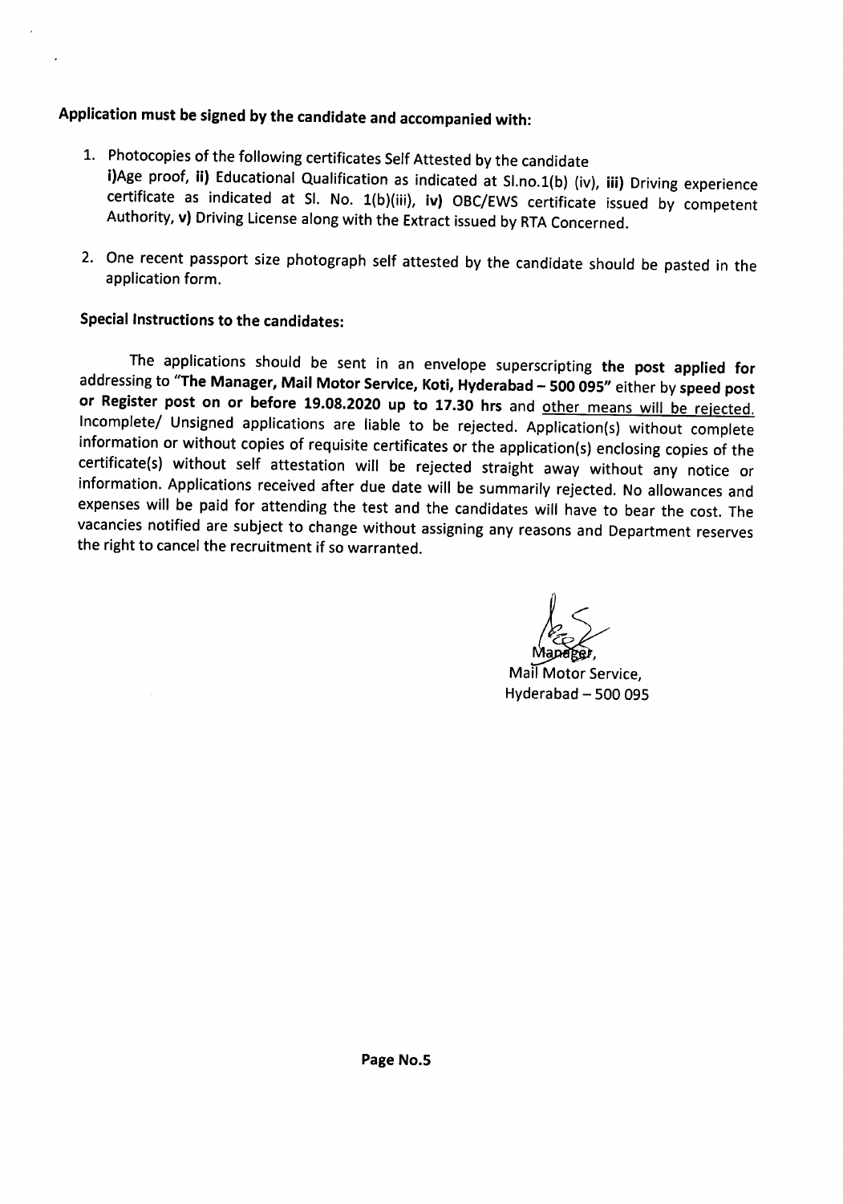**Application must be signed by the candidate and accompanied with:**

1. Photocopies of the following certificates Self Attested by the candidate
   **i)** Age proof, **ii)** Educational Qualification as indicated at Sl.no.1(b) (iv), **iii)** Driving experience certificate as indicated at Sl. No. 1(b)(iii), **iv)** OBC/EWS certificate issued by competent Authority, **v)** Driving License along with the Extract issued by RTA Concerned.

2. One recent passport size photograph self attested by the candidate should be pasted in the application form.

**Special Instructions to the candidates:**

The applications should be sent in an envelope superscripting **the post applied for** addressing to **"The Manager, Mail Motor Service, Koti, Hyderabad – 500 095"** either by **speed post or Register post on or before 19.08.2020 up to 17.30 hrs** and <u>other means will be rejected.</u> Incomplete/ Unsigned applications are liable to be rejected. Application(s) without complete information or without copies of requisite certificates or the application(s) enclosing copies of the certificate(s) without self attestation will be rejected straight away without any notice or information. Applications received after due date will be summarily rejected. No allowances and expenses will be paid for attending the test and the candidates will have to bear the cost. The vacancies notified are subject to change without assigning any reasons and Department reserves the right to cancel the recruitment if so warranted.

Manager,
Mail Motor Service,
Hyderabad – 500 095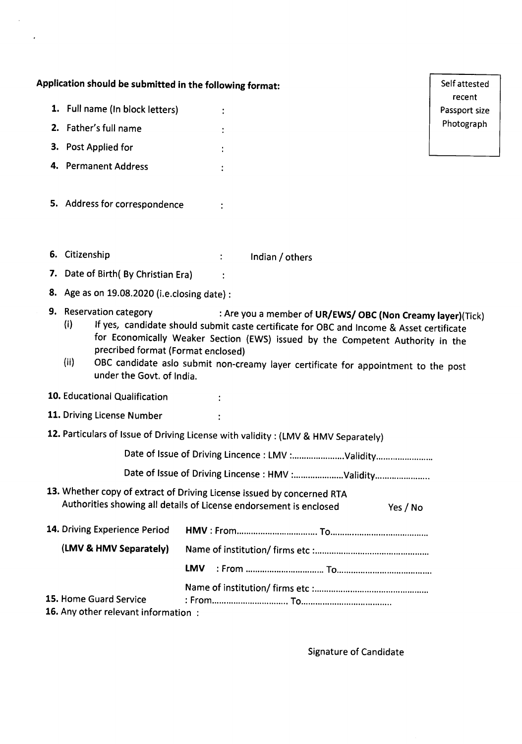**Application should be submitted in the following format:**

Self attested recent Passport size Photograph

1. Full name (In block letters) :
2. Father's full name :
3. Post Applied for :
4. Permanent Address :

5. Address for correspondence :

6. Citizenship : Indian / others
7. Date of Birth( By Christian Era) :
8. Age as on 19.08.2020 (i.e.closing date) :
9. Reservation category : Are you a member of **UR/EWS/ OBC (Non Creamy layer)**(Tick)
   - (i) If yes, candidate should submit caste certificate for OBC and Income & Asset certificate for Economically Weaker Section (EWS) issued by the Competent Authority in the precribed format (Format enclosed)
   - (ii) OBC candidate aslo submit non-creamy layer certificate for appointment to the post under the Govt. of India.

**10.** Educational Qualification :

**11.** Driving License Number :

**12.** Particulars of Issue of Driving License with validity : (LMV & HMV Separately)

Date of Issue of Driving Lincence : LMV :......................Validity........................

Date of Issue of Driving Lincense : HMV :.....................Validity.......................

**13.** Whether copy of extract of Driving License issued by concerned RTA Authorities showing all details of License endorsement is enclosed Yes / No

**14.** Driving Experience Period **(LMV & HMV Separately)**

**HMV** : From................................. To.........................................

Name of institution/ firms etc :................................................

**LMV** : From ................................ To........................................

Name of institution/ firms etc :................................................

**15.** Home Guard Service : From................................ To......................................

**16.** Any other relevant information :

Signature of Candidate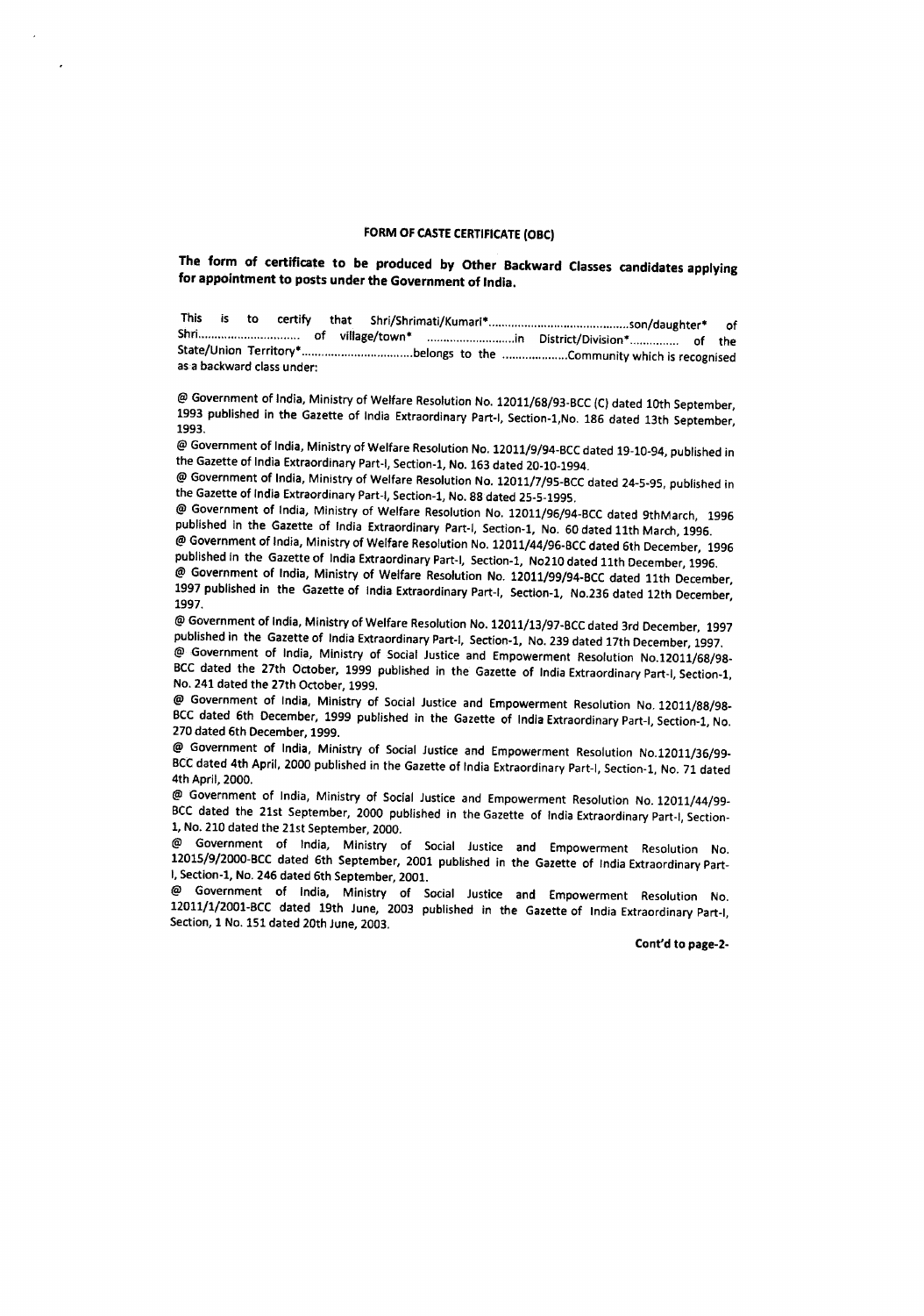**FORM OF CASTE CERTIFICATE (OBC)**

**The form of certificate to be produced by Other Backward Classes candidates applying for appointment to posts under the Government of India.**

This is to certify that Shri/Shrimati/Kumari*.........................................son/daughter* of Shri............................... of village/town* ..........................in District/Division*............... of the State/Union Territory*.................................belongs to the ...................Community which is recognised as a backward class under:

@ Government of India, Ministry of Welfare Resolution No. 12011/68/93-BCC (C) dated 10th September, 1993 published in the Gazette of India Extraordinary Part-I, Section-1,No. 186 dated 13th September, 1993.

@ Government of India, Ministry of Welfare Resolution No. 12011/9/94-BCC dated 19-10-94, published in the Gazette of India Extraordinary Part-I, Section-1, No. 163 dated 20-10-1994.

@ Government of India, Ministry of Welfare Resolution No. 12011/7/95-BCC dated 24-5-95, published in the Gazette of India Extraordinary Part-I, Section-1, No. 88 dated 25-5-1995.

@ Government of India, Ministry of Welfare Resolution No. 12011/96/94-BCC dated 9thMarch, 1996 published in the Gazette of India Extraordinary Part-I, Section-1, No. 60 dated 11th March, 1996.

@ Government of India, Ministry of Welfare Resolution No. 12011/44/96-BCC dated 6th December, 1996 published in the Gazette of India Extraordinary Part-I, Section-1, No210 dated 11th December, 1996.

@ Government of India, Ministry of Welfare Resolution No. 12011/99/94-BCC dated 11th December, 1997 published in the Gazette of India Extraordinary Part-I, Section-1, No.236 dated 12th December, 1997.

@ Government of India, Ministry of Welfare Resolution No. 12011/13/97-BCC dated 3rd December, 1997 published in the Gazette of India Extraordinary Part-I, Section-1, No. 239 dated 17th December, 1997.

@ Government of India, Ministry of Social Justice and Empowerment Resolution No.12011/68/98-BCC dated the 27th October, 1999 published in the Gazette of India Extraordinary Part-I, Section-1, No. 241 dated the 27th October, 1999.

@ Government of India, Ministry of Social Justice and Empowerment Resolution No. 12011/88/98-BCC dated 6th December, 1999 published in the Gazette of India Extraordinary Part-I, Section-1, No. 270 dated 6th December, 1999.

@ Government of India, Ministry of Social Justice and Empowerment Resolution No.12011/36/99-BCC dated 4th April, 2000 published in the Gazette of India Extraordinary Part-I, Section-1, No. 71 dated 4th April, 2000.

@ Government of India, Ministry of Social Justice and Empowerment Resolution No. 12011/44/99-BCC dated the 21st September, 2000 published in the Gazette of India Extraordinary Part-I, Section-1, No. 210 dated the 21st September, 2000.

@ Government of India, Ministry of Social Justice and Empowerment Resolution No. 12015/9/2000-BCC dated 6th September, 2001 published in the Gazette of India Extraordinary Part-I, Section-1, No. 246 dated 6th September, 2001.

@ Government of India, Ministry of Social Justice and Empowerment Resolution No. 12011/1/2001-BCC dated 19th June, 2003 published in the Gazette of India Extraordinary Part-I, Section, 1 No. 151 dated 20th June, 2003.

**Cont'd to page-2-**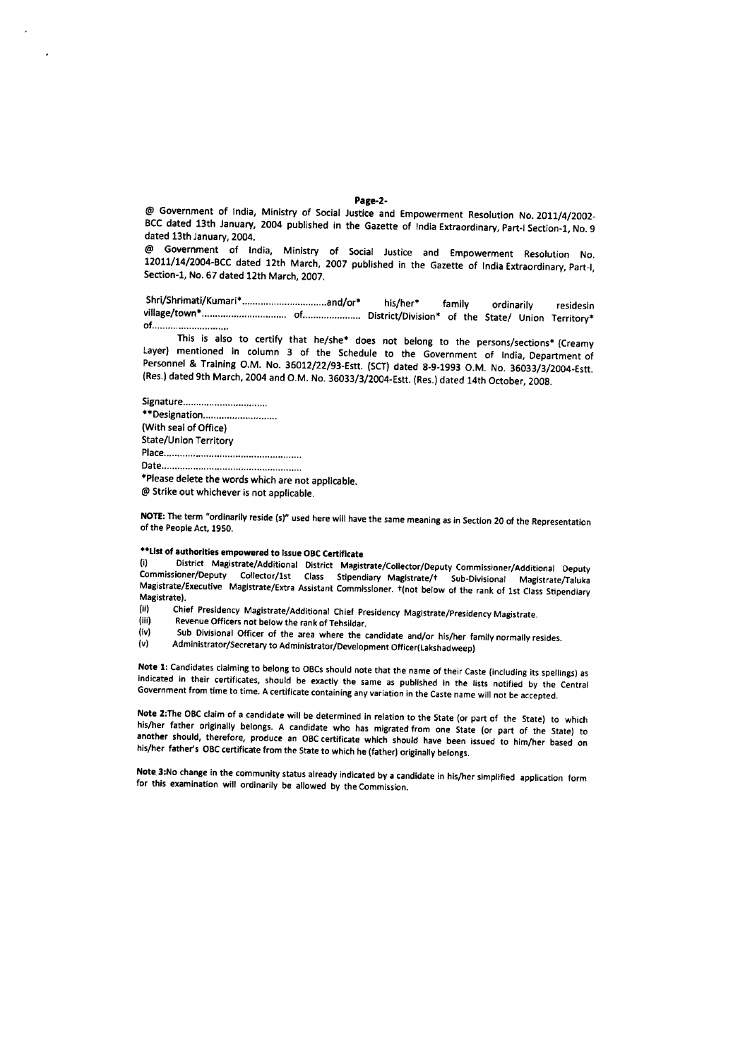**Page-2-**

@ Government of India, Ministry of Social Justice and Empowerment Resolution No. 2011/4/2002-BCC dated 13th January, 2004 published in the Gazette of India Extraordinary, Part-I Section-1, No. 9 dated 13th January, 2004.

@ Government of India, Ministry of Social Justice and Empowerment Resolution No. 12011/14/2004-BCC dated 12th March, 2007 published in the Gazette of India Extraordinary, Part-I, Section-1, No. 67 dated 12th March, 2007.

Shri/Shrimati/Kumari*................................and/or* his/her* family ordinarily residesin village/town*................................ of...................... District/Division* of the State/ Union Territory* of.............................

This is also to certify that he/she* does not belong to the persons/sections* (Creamy Layer) mentioned in column 3 of the Schedule to the Government of India, Department of Personnel & Training O.M. No. 36012/22/93-Estt. (SCT) dated 8-9-1993 O.M. No. 36033/3/2004-Estt. (Res.) dated 9th March, 2004 and O.M. No. 36033/3/2004-Estt. (Res.) dated 14th October, 2008.

Signature................................
**Designation............................
(With seal of Office)
State/Union Territory
Place....................................................
Date.....................................................

*Please delete the words which are not applicable.
@ Strike out whichever is not applicable.

**NOTE:** The term "ordinarily reside (s)" used here will have the same meaning as in Section 20 of the Representation of the People Act, 1950.

**\*\*List of authorities empowered to issue OBC Certificate**

(i) District Magistrate/Additional District Magistrate/Collector/Deputy Commissioner/Additional Deputy Commissioner/Deputy Collector/1st Class Stipendiary Magistrate/† Sub-Divisional Magistrate/Taluka Magistrate/Executive Magistrate/Extra Assistant Commissioner. †(not below of the rank of 1st Class Stipendiary Magistrate).

(ii) Chief Presidency Magistrate/Additional Chief Presidency Magistrate/Presidency Magistrate.

(iii) Revenue Officers not below the rank of Tehsildar.

(iv) Sub Divisional Officer of the area where the candidate and/or his/her family normally resides.

(v) Administrator/Secretary to Administrator/Development Officer(Lakshadweep)

**Note 1:** Candidates claiming to belong to OBCs should note that the name of their Caste (including its spellings) as indicated in their certificates, should be exactly the same as published in the lists notified by the Central Government from time to time. A certificate containing any variation in the Caste name will not be accepted.

**Note 2:**The OBC claim of a candidate will be determined in relation to the State (or part of the State) to which his/her father originally belongs. A candidate who has migrated from one State (or part of the State) to another should, therefore, produce an OBC certificate which should have been issued to him/her based on his/her father's OBC certificate from the State to which he (father) originally belongs.

**Note 3:**No change in the community status already indicated by a candidate in his/her simplified application form for this examination will ordinarily be allowed by the Commission.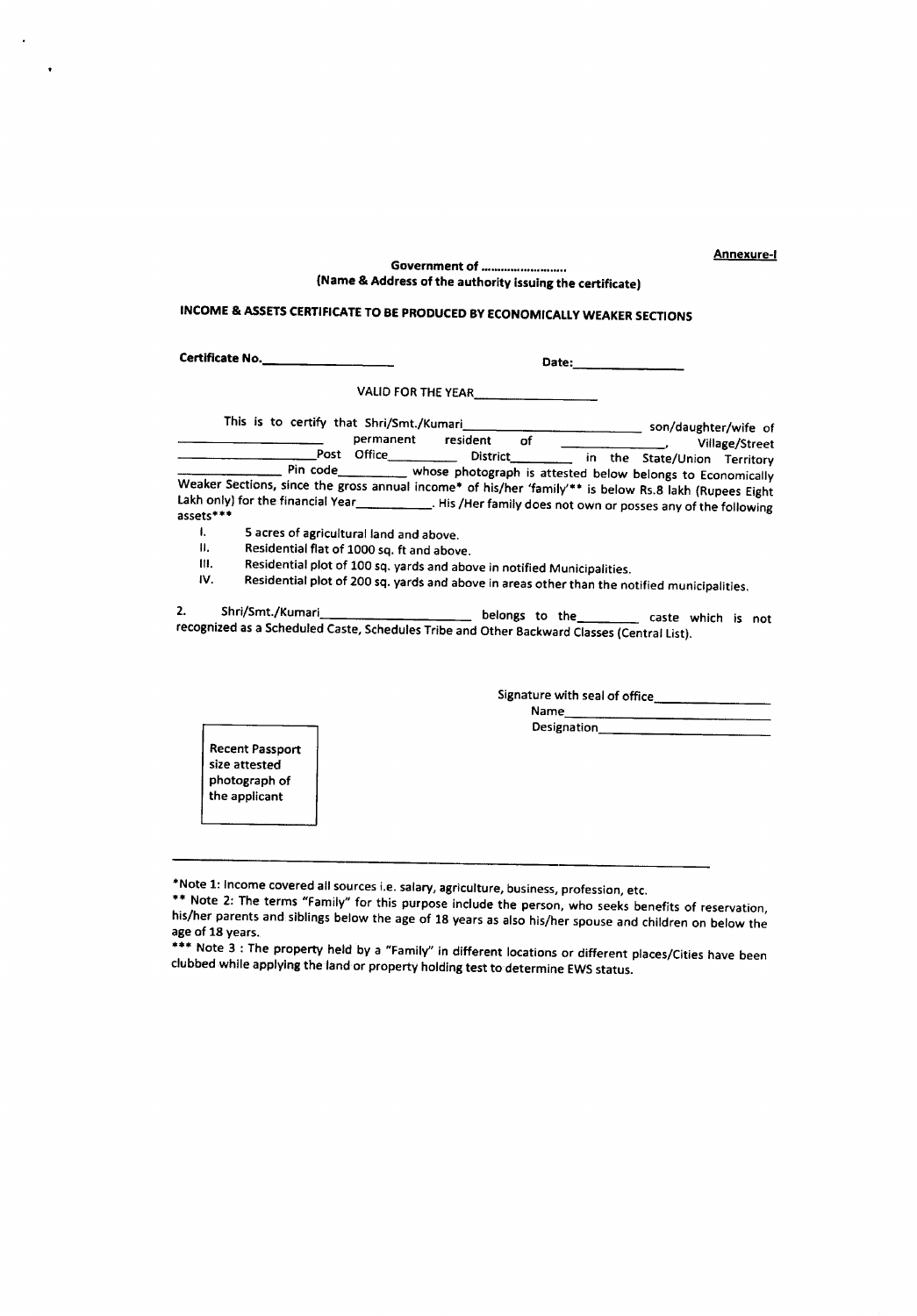**Annexure-I**

**Government of ……………………**
**(Name & Address of the authority issuing the certificate)**

**INCOME & ASSETS CERTIFICATE TO BE PRODUCED BY ECONOMICALLY WEAKER SECTIONS**

**Certificate No.**\_\_\_\_\_\_\_\_\_\_\_\_\_\_\_\_ **Date:**\_\_\_\_\_\_\_\_\_\_\_\_\_\_

VALID FOR THE YEAR\_\_\_\_\_\_\_\_\_\_\_\_\_\_\_\_

This is to certify that Shri/Smt./Kumari\_\_\_\_\_\_\_\_\_\_\_\_\_\_\_\_\_\_\_\_\_\_ son/daughter/wife of \_\_\_\_\_\_\_\_\_\_\_\_\_\_\_\_\_\_ permanent resident of \_\_\_\_\_\_\_\_\_\_\_\_, Village/Street \_\_\_\_\_\_\_\_\_\_\_\_\_\_\_\_\_Post Office\_\_\_\_\_\_\_\_\_ District\_\_\_\_\_\_\_\_ in the State/Union Territory \_\_\_\_\_\_\_\_\_\_\_\_\_\_ Pin code\_\_\_\_\_\_\_\_\_ whose photograph is attested below belongs to Economically Weaker Sections, since the gross annual income* of his/her 'family'** is below Rs.8 lakh (Rupees Eight Lakh only) for the financial Year\_\_\_\_\_\_\_\_\_\_. His /Her family does not own or posses any of the following assets***

I. 5 acres of agricultural land and above.
II. Residential flat of 1000 sq. ft and above.
III. Residential plot of 100 sq. yards and above in notified Municipalities.
IV. Residential plot of 200 sq. yards and above in areas other than the notified municipalities.

2. Shri/Smt./Kumari\_\_\_\_\_\_\_\_\_\_\_\_\_\_\_\_\_\_\_\_ belongs to the\_\_\_\_\_\_\_\_ caste which is not recognized as a Scheduled Caste, Schedules Tribe and Other Backward Classes (Central List).

Signature with seal of office\_\_\_\_\_\_\_\_\_\_\_\_\_\_\_
Name\_\_\_\_\_\_\_\_\_\_\_\_\_\_\_\_\_\_\_\_\_\_\_\_
Designation\_\_\_\_\_\_\_\_\_\_\_\_\_\_\_\_\_\_\_\_

| Recent Passport size attested photograph of the applicant |
|---|

---

*Note 1: Income covered all sources i.e. salary, agriculture, business, profession, etc.

** Note 2: The terms "Family" for this purpose include the person, who seeks benefits of reservation, his/her parents and siblings below the age of 18 years as also his/her spouse and children on below the age of 18 years.

*** Note 3 : The property held by a "Family" in different locations or different places/Cities have been clubbed while applying the land or property holding test to determine EWS status.